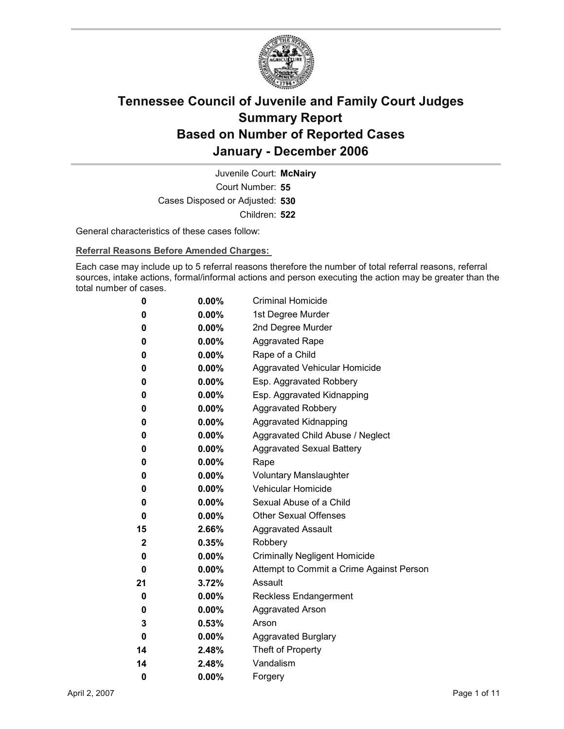# Tennessee Council of Juvenile and Family Court Judges
# Summary Report
# Based on Number of Reported Cases
# January - December 2006

Juvenile Court: **McNairy**

Court Number: **55**

Cases Disposed or Adjusted: **530**

Children: **522**

General characteristics of these cases follow:

**Referral Reasons Before Amended Charges:**

Each case may include up to 5 referral reasons therefore the number of total referral reasons, referral sources, intake actions, formal/informal actions and person executing the action may be greater than the total number of cases.

| | | |
|---|---|---|
| 0 | 0.00% | Criminal Homicide |
| 0 | 0.00% | 1st Degree Murder |
| 0 | 0.00% | 2nd Degree Murder |
| 0 | 0.00% | Aggravated Rape |
| 0 | 0.00% | Rape of a Child |
| 0 | 0.00% | Aggravated Vehicular Homicide |
| 0 | 0.00% | Esp. Aggravated Robbery |
| 0 | 0.00% | Esp. Aggravated Kidnapping |
| 0 | 0.00% | Aggravated Robbery |
| 0 | 0.00% | Aggravated Kidnapping |
| 0 | 0.00% | Aggravated Child Abuse / Neglect |
| 0 | 0.00% | Aggravated Sexual Battery |
| 0 | 0.00% | Rape |
| 0 | 0.00% | Voluntary Manslaughter |
| 0 | 0.00% | Vehicular Homicide |
| 0 | 0.00% | Sexual Abuse of a Child |
| 0 | 0.00% | Other Sexual Offenses |
| 15 | 2.66% | Aggravated Assault |
| 2 | 0.35% | Robbery |
| 0 | 0.00% | Criminally Negligent Homicide |
| 0 | 0.00% | Attempt to Commit a Crime Against Person |
| 21 | 3.72% | Assault |
| 0 | 0.00% | Reckless Endangerment |
| 0 | 0.00% | Aggravated Arson |
| 3 | 0.53% | Arson |
| 0 | 0.00% | Aggravated Burglary |
| 14 | 2.48% | Theft of Property |
| 14 | 2.48% | Vandalism |
| 0 | 0.00% | Forgery |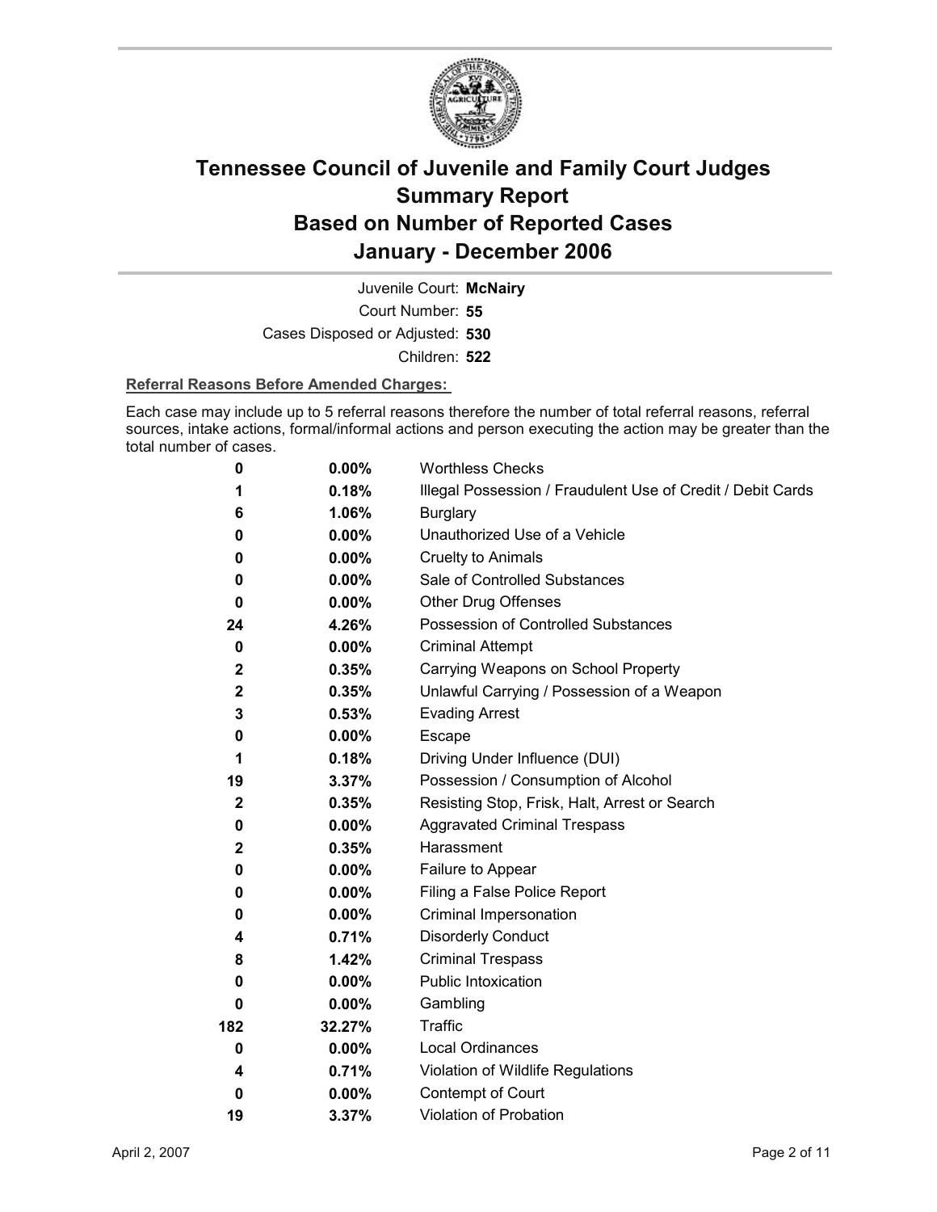# Tennessee Council of Juvenile and Family Court Judges
# Summary Report
# Based on Number of Reported Cases
# January - December 2006

Juvenile Court: **McNairy**

Court Number: **55**

Cases Disposed or Adjusted: **530**

Children: **522**

**Referral Reasons Before Amended Charges:**

Each case may include up to 5 referral reasons therefore the number of total referral reasons, referral sources, intake actions, formal/informal actions and person executing the action may be greater than the total number of cases.

| Count | Percent | Referral Reason |
|---|---|---|
| 0 | 0.00% | Worthless Checks |
| 1 | 0.18% | Illegal Possession / Fraudulent Use of Credit / Debit Cards |
| 6 | 1.06% | Burglary |
| 0 | 0.00% | Unauthorized Use of a Vehicle |
| 0 | 0.00% | Cruelty to Animals |
| 0 | 0.00% | Sale of Controlled Substances |
| 0 | 0.00% | Other Drug Offenses |
| 24 | 4.26% | Possession of Controlled Substances |
| 0 | 0.00% | Criminal Attempt |
| 2 | 0.35% | Carrying Weapons on School Property |
| 2 | 0.35% | Unlawful Carrying / Possession of a Weapon |
| 3 | 0.53% | Evading Arrest |
| 0 | 0.00% | Escape |
| 1 | 0.18% | Driving Under Influence (DUI) |
| 19 | 3.37% | Possession / Consumption of Alcohol |
| 2 | 0.35% | Resisting Stop, Frisk, Halt, Arrest or Search |
| 0 | 0.00% | Aggravated Criminal Trespass |
| 2 | 0.35% | Harassment |
| 0 | 0.00% | Failure to Appear |
| 0 | 0.00% | Filing a False Police Report |
| 0 | 0.00% | Criminal Impersonation |
| 4 | 0.71% | Disorderly Conduct |
| 8 | 1.42% | Criminal Trespass |
| 0 | 0.00% | Public Intoxication |
| 0 | 0.00% | Gambling |
| 182 | 32.27% | Traffic |
| 0 | 0.00% | Local Ordinances |
| 4 | 0.71% | Violation of Wildlife Regulations |
| 0 | 0.00% | Contempt of Court |
| 19 | 3.37% | Violation of Probation |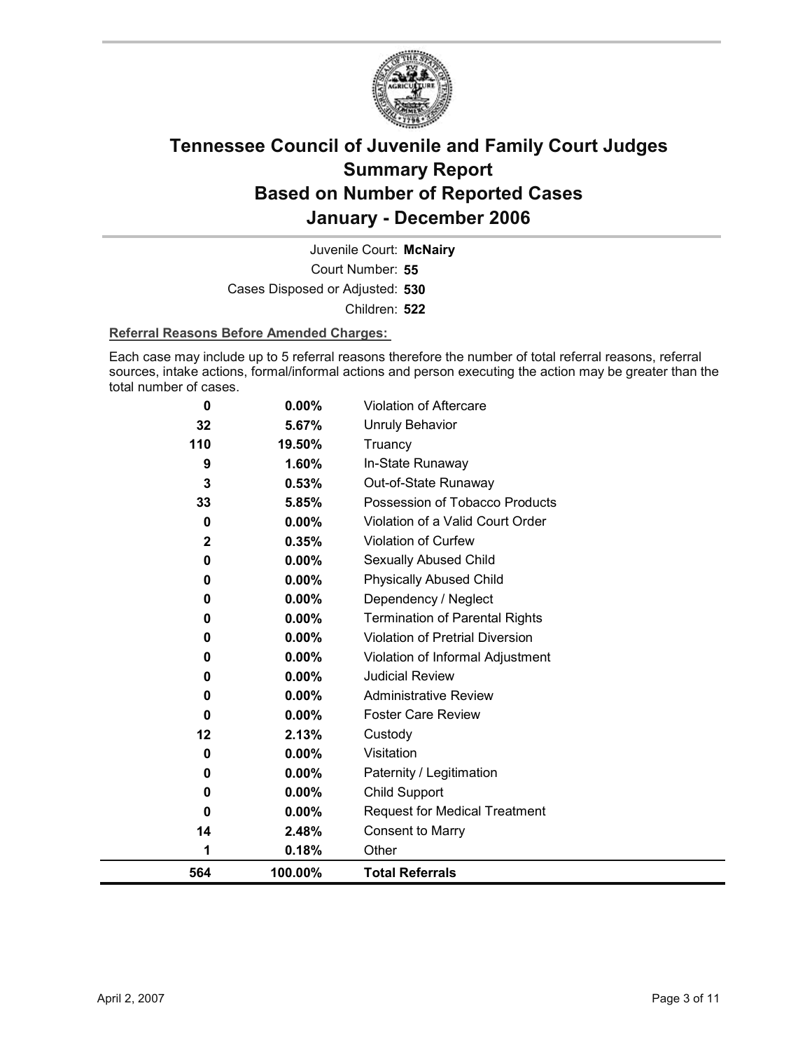# Tennessee Council of Juvenile and Family Court Judges Summary Report Based on Number of Reported Cases January - December 2006

Juvenile Court: **McNairy**

Court Number: **55**

Cases Disposed or Adjusted: **530**

Children: **522**

**Referral Reasons Before Amended Charges:**

Each case may include up to 5 referral reasons therefore the number of total referral reasons, referral sources, intake actions, formal/informal actions and person executing the action may be greater than the total number of cases.

| Count | Percent | Referral Reason |
|---|---|---|
| 0 | 0.00% | Violation of Aftercare |
| 32 | 5.67% | Unruly Behavior |
| 110 | 19.50% | Truancy |
| 9 | 1.60% | In-State Runaway |
| 3 | 0.53% | Out-of-State Runaway |
| 33 | 5.85% | Possession of Tobacco Products |
| 0 | 0.00% | Violation of a Valid Court Order |
| 2 | 0.35% | Violation of Curfew |
| 0 | 0.00% | Sexually Abused Child |
| 0 | 0.00% | Physically Abused Child |
| 0 | 0.00% | Dependency / Neglect |
| 0 | 0.00% | Termination of Parental Rights |
| 0 | 0.00% | Violation of Pretrial Diversion |
| 0 | 0.00% | Violation of Informal Adjustment |
| 0 | 0.00% | Judicial Review |
| 0 | 0.00% | Administrative Review |
| 0 | 0.00% | Foster Care Review |
| 12 | 2.13% | Custody |
| 0 | 0.00% | Visitation |
| 0 | 0.00% | Paternity / Legitimation |
| 0 | 0.00% | Child Support |
| 0 | 0.00% | Request for Medical Treatment |
| 14 | 2.48% | Consent to Marry |
| 1 | 0.18% | Other |
| **564** | **100.00%** | **Total Referrals** |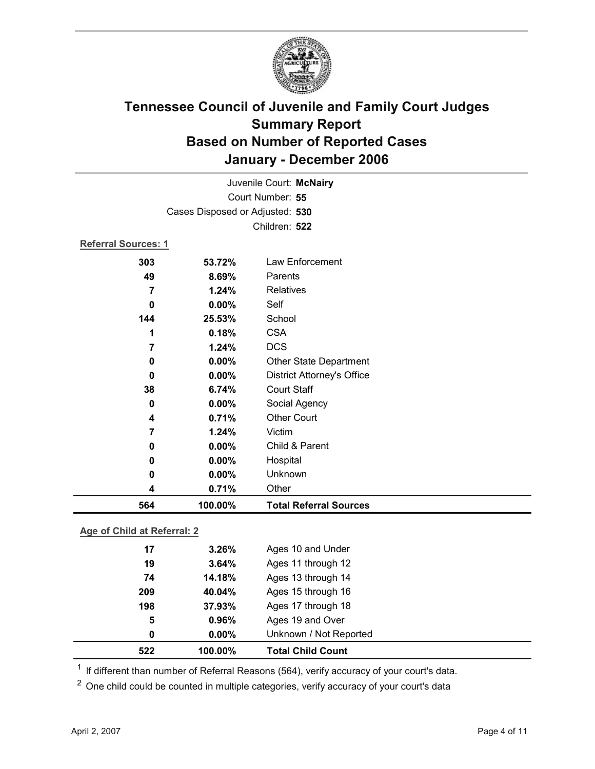# Tennessee Council of Juvenile and Family Court Judges
## Summary Report
## Based on Number of Reported Cases
## January - December 2006

Juvenile Court: **McNairy**
Court Number: **55**
Cases Disposed or Adjusted: **530**
Children: **522**

**Referral Sources: 1**

| Count | Percent | Source |
|---|---|---|
| 303 | 53.72% | Law Enforcement |
| 49 | 8.69% | Parents |
| 7 | 1.24% | Relatives |
| 0 | 0.00% | Self |
| 144 | 25.53% | School |
| 1 | 0.18% | CSA |
| 7 | 1.24% | DCS |
| 0 | 0.00% | Other State Department |
| 0 | 0.00% | District Attorney's Office |
| 38 | 6.74% | Court Staff |
| 0 | 0.00% | Social Agency |
| 4 | 0.71% | Other Court |
| 7 | 1.24% | Victim |
| 0 | 0.00% | Child & Parent |
| 0 | 0.00% | Hospital |
| 0 | 0.00% | Unknown |
| 4 | 0.71% | Other |
| **564** | **100.00%** | **Total Referral Sources** |

**Age of Child at Referral: 2**

| Count | Percent | Age |
|---|---|---|
| 17 | 3.26% | Ages 10 and Under |
| 19 | 3.64% | Ages 11 through 12 |
| 74 | 14.18% | Ages 13 through 14 |
| 209 | 40.04% | Ages 15 through 16 |
| 198 | 37.93% | Ages 17 through 18 |
| 5 | 0.96% | Ages 19 and Over |
| 0 | 0.00% | Unknown / Not Reported |
| **522** | **100.00%** | **Total Child Count** |

[1] If different than number of Referral Reasons (564), verify accuracy of your court's data.

[2] One child could be counted in multiple categories, verify accuracy of your court's data

April 2, 2007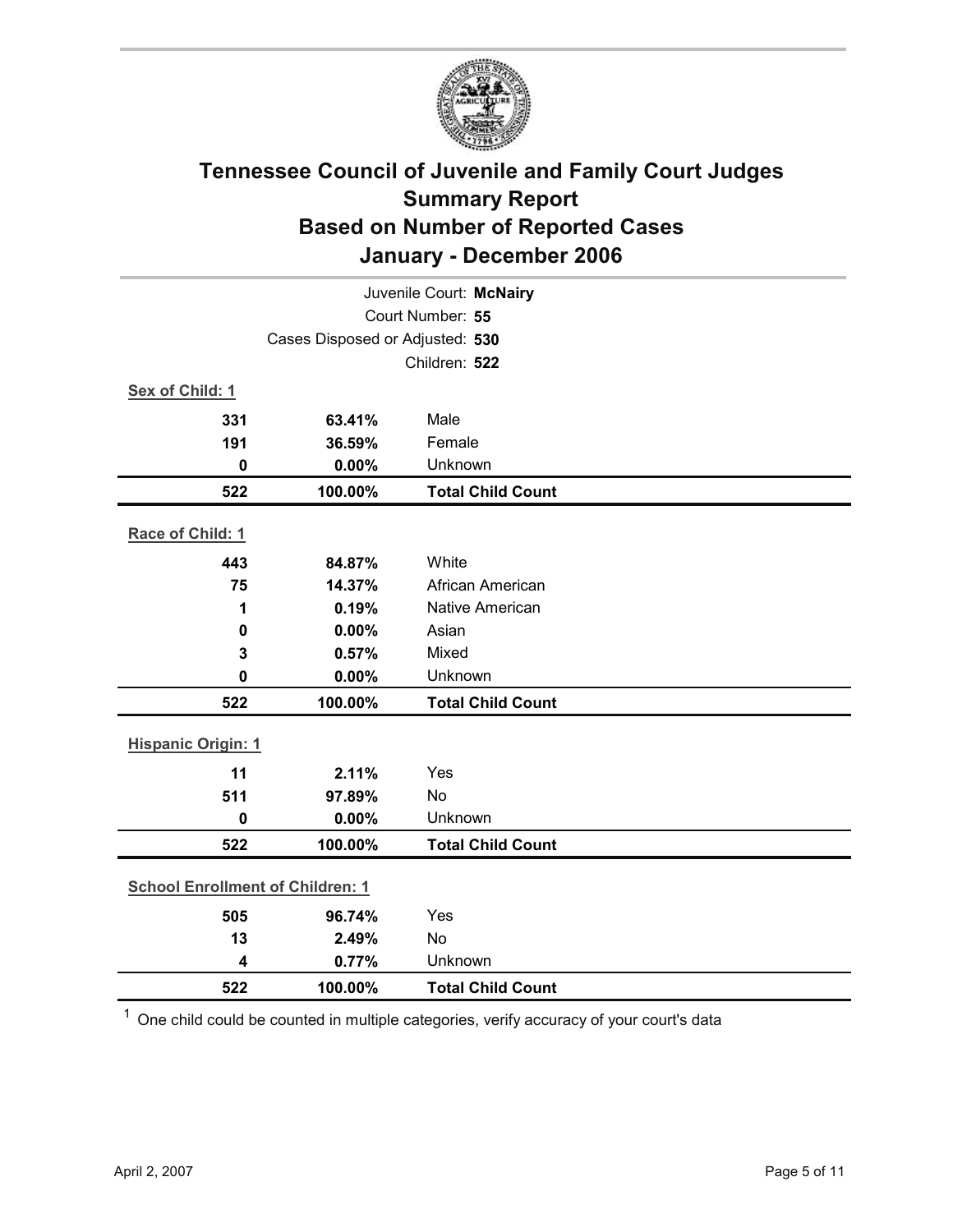# Tennessee Council of Juvenile and Family Court Judges
## Summary Report
## Based on Number of Reported Cases
## January - December 2006

Juvenile Court: **McNairy**
Court Number: **55**
Cases Disposed or Adjusted: **530**
Children: **522**

**Sex of Child: 1**

| | | |
|---|---|---|
| **331** | **63.41%** | Male |
| **191** | **36.59%** | Female |
| **0** | **0.00%** | Unknown |
| **522** | **100.00%** | **Total Child Count** |

**Race of Child: 1**

| | | |
|---|---|---|
| **443** | **84.87%** | White |
| **75** | **14.37%** | African American |
| **1** | **0.19%** | Native American |
| **0** | **0.00%** | Asian |
| **3** | **0.57%** | Mixed |
| **0** | **0.00%** | Unknown |
| **522** | **100.00%** | **Total Child Count** |

**Hispanic Origin: 1**

| | | |
|---|---|---|
| **11** | **2.11%** | Yes |
| **511** | **97.89%** | No |
| **0** | **0.00%** | Unknown |
| **522** | **100.00%** | **Total Child Count** |

**School Enrollment of Children: 1**

| | | |
|---|---|---|
| **505** | **96.74%** | Yes |
| **13** | **2.49%** | No |
| **4** | **0.77%** | Unknown |
| **522** | **100.00%** | **Total Child Count** |

[1] One child could be counted in multiple categories, verify accuracy of your court's data

April 2, 2007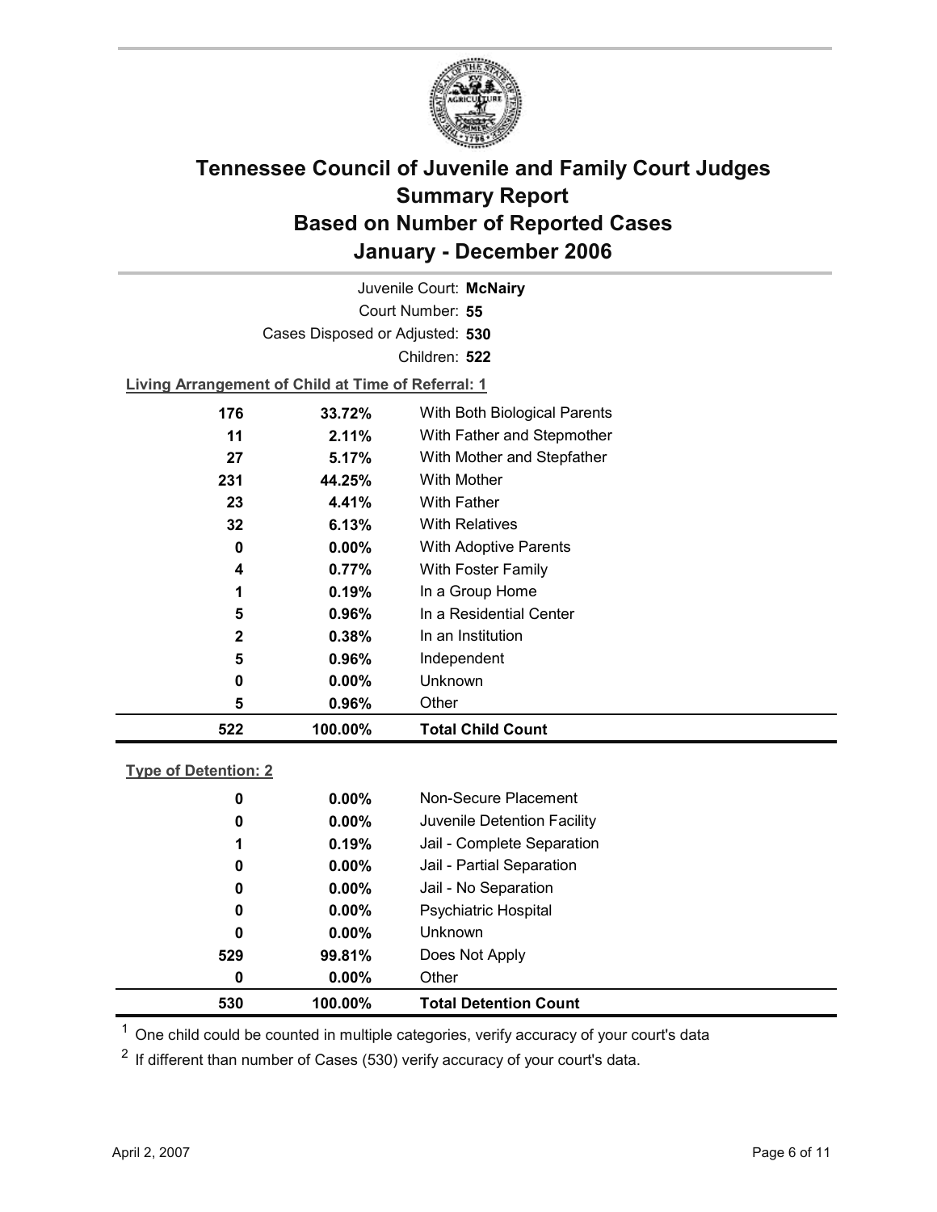# Tennessee Council of Juvenile and Family Court Judges Summary Report Based on Number of Reported Cases January - December 2006

Juvenile Court: **McNairy**

Court Number: **55**

Cases Disposed or Adjusted: **530**

Children: **522**

**Living Arrangement of Child at Time of Referral: 1**

| Count | Percent | Living Arrangement |
|---|---|---|
| 176 | 33.72% | With Both Biological Parents |
| 11 | 2.11% | With Father and Stepmother |
| 27 | 5.17% | With Mother and Stepfather |
| 231 | 44.25% | With Mother |
| 23 | 4.41% | With Father |
| 32 | 6.13% | With Relatives |
| 0 | 0.00% | With Adoptive Parents |
| 4 | 0.77% | With Foster Family |
| 1 | 0.19% | In a Group Home |
| 5 | 0.96% | In a Residential Center |
| 2 | 0.38% | In an Institution |
| 5 | 0.96% | Independent |
| 0 | 0.00% | Unknown |
| 5 | 0.96% | Other |
| **522** | **100.00%** | **Total Child Count** |

**Type of Detention: 2**

| Count | Percent | Type of Detention |
|---|---|---|
| 0 | 0.00% | Non-Secure Placement |
| 0 | 0.00% | Juvenile Detention Facility |
| 1 | 0.19% | Jail - Complete Separation |
| 0 | 0.00% | Jail - Partial Separation |
| 0 | 0.00% | Jail - No Separation |
| 0 | 0.00% | Psychiatric Hospital |
| 0 | 0.00% | Unknown |
| 529 | 99.81% | Does Not Apply |
| 0 | 0.00% | Other |
| **530** | **100.00%** | **Total Detention Count** |

[1] One child could be counted in multiple categories, verify accuracy of your court's data

[2] If different than number of Cases (530) verify accuracy of your court's data.

April 2, 2007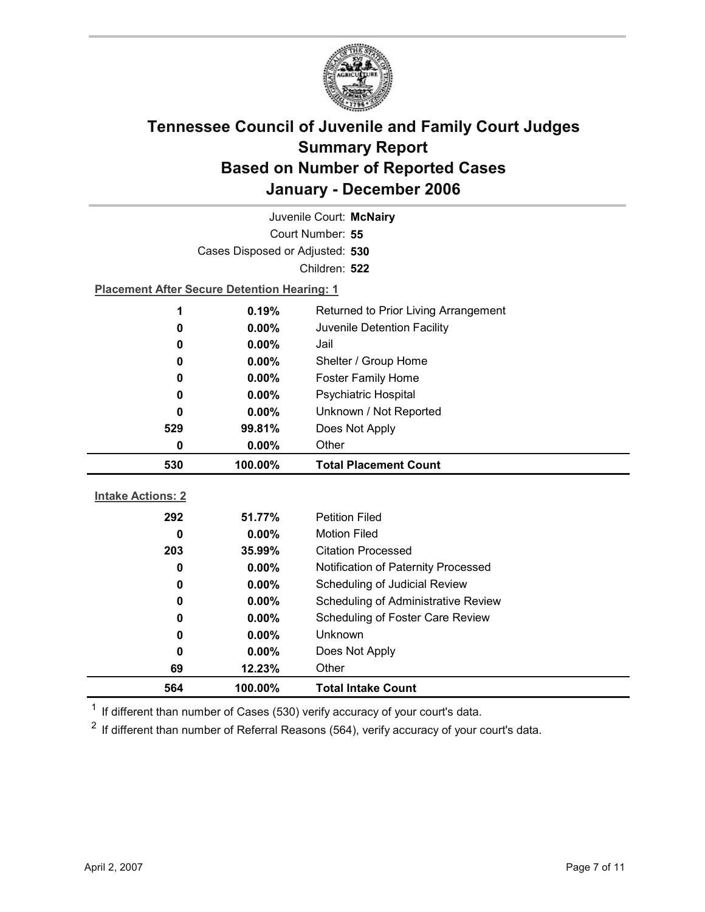# Tennessee Council of Juvenile and Family Court Judges
## Summary Report
## Based on Number of Reported Cases
## January - December 2006

Juvenile Court: **McNairy**

Court Number: **55**

Cases Disposed or Adjusted: **530**

Children: **522**

**Placement After Secure Detention Hearing: 1**

| | | |
|---|---|---|
| 1 | 0.19% | Returned to Prior Living Arrangement |
| 0 | 0.00% | Juvenile Detention Facility |
| 0 | 0.00% | Jail |
| 0 | 0.00% | Shelter / Group Home |
| 0 | 0.00% | Foster Family Home |
| 0 | 0.00% | Psychiatric Hospital |
| 0 | 0.00% | Unknown / Not Reported |
| 529 | 99.81% | Does Not Apply |
| 0 | 0.00% | Other |
| **530** | **100.00%** | **Total Placement Count** |

**Intake Actions: 2**

| | | |
|---|---|---|
| 292 | 51.77% | Petition Filed |
| 0 | 0.00% | Motion Filed |
| 203 | 35.99% | Citation Processed |
| 0 | 0.00% | Notification of Paternity Processed |
| 0 | 0.00% | Scheduling of Judicial Review |
| 0 | 0.00% | Scheduling of Administrative Review |
| 0 | 0.00% | Scheduling of Foster Care Review |
| 0 | 0.00% | Unknown |
| 0 | 0.00% | Does Not Apply |
| 69 | 12.23% | Other |
| **564** | **100.00%** | **Total Intake Count** |

[1] If different than number of Cases (530) verify accuracy of your court's data.

[2] If different than number of Referral Reasons (564), verify accuracy of your court's data.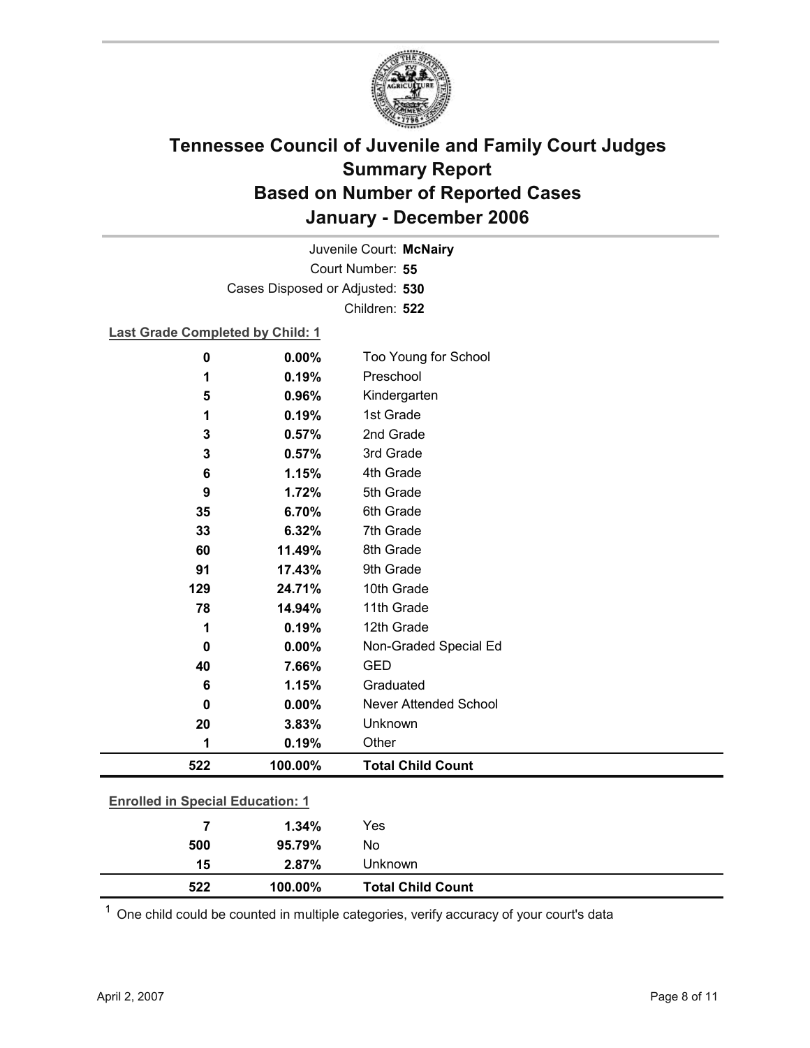# Tennessee Council of Juvenile and Family Court Judges
## Summary Report
## Based on Number of Reported Cases
## January - December 2006

Juvenile Court: **McNairy**

Court Number: **55**

Cases Disposed or Adjusted: **530**

Children: **522**

**Last Grade Completed by Child: 1**

| Count | Percent | Category |
|---|---|---|
| 0 | 0.00% | Too Young for School |
| 1 | 0.19% | Preschool |
| 5 | 0.96% | Kindergarten |
| 1 | 0.19% | 1st Grade |
| 3 | 0.57% | 2nd Grade |
| 3 | 0.57% | 3rd Grade |
| 6 | 1.15% | 4th Grade |
| 9 | 1.72% | 5th Grade |
| 35 | 6.70% | 6th Grade |
| 33 | 6.32% | 7th Grade |
| 60 | 11.49% | 8th Grade |
| 91 | 17.43% | 9th Grade |
| 129 | 24.71% | 10th Grade |
| 78 | 14.94% | 11th Grade |
| 1 | 0.19% | 12th Grade |
| 0 | 0.00% | Non-Graded Special Ed |
| 40 | 7.66% | GED |
| 6 | 1.15% | Graduated |
| 0 | 0.00% | Never Attended School |
| 20 | 3.83% | Unknown |
| 1 | 0.19% | Other |
| **522** | **100.00%** | **Total Child Count** |

**Enrolled in Special Education: 1**

| Count | Percent | Category |
|---|---|---|
| 7 | 1.34% | Yes |
| 500 | 95.79% | No |
| 15 | 2.87% | Unknown |
| **522** | **100.00%** | **Total Child Count** |

[1] One child could be counted in multiple categories, verify accuracy of your court's data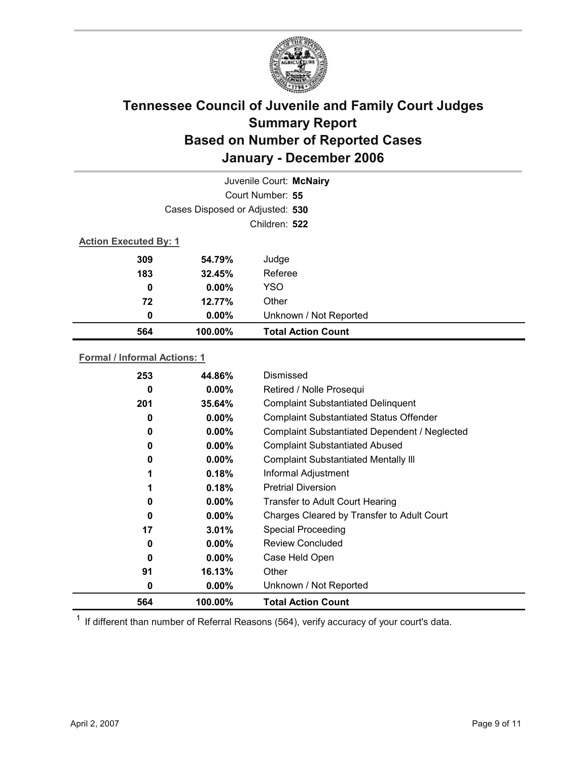# Tennessee Council of Juvenile and Family Court Judges
## Summary Report
## Based on Number of Reported Cases
## January - December 2006

Juvenile Court: **McNairy**

Court Number: **55**

Cases Disposed or Adjusted: **530**

Children: **522**

**Action Executed By: 1**

| | | |
|---|---|---|
| 309 | 54.79% | Judge |
| 183 | 32.45% | Referee |
| 0 | 0.00% | YSO |
| 72 | 12.77% | Other |
| 0 | 0.00% | Unknown / Not Reported |
| **564** | **100.00%** | **Total Action Count** |

**Formal / Informal Actions: 1**

| | | |
|---|---|---|
| 253 | 44.86% | Dismissed |
| 0 | 0.00% | Retired / Nolle Prosequi |
| 201 | 35.64% | Complaint Substantiated Delinquent |
| 0 | 0.00% | Complaint Substantiated Status Offender |
| 0 | 0.00% | Complaint Substantiated Dependent / Neglected |
| 0 | 0.00% | Complaint Substantiated Abused |
| 0 | 0.00% | Complaint Substantiated Mentally Ill |
| 1 | 0.18% | Informal Adjustment |
| 1 | 0.18% | Pretrial Diversion |
| 0 | 0.00% | Transfer to Adult Court Hearing |
| 0 | 0.00% | Charges Cleared by Transfer to Adult Court |
| 17 | 3.01% | Special Proceeding |
| 0 | 0.00% | Review Concluded |
| 0 | 0.00% | Case Held Open |
| 91 | 16.13% | Other |
| 0 | 0.00% | Unknown / Not Reported |
| **564** | **100.00%** | **Total Action Count** |

[1] If different than number of Referral Reasons (564), verify accuracy of your court's data.

April 2, 2007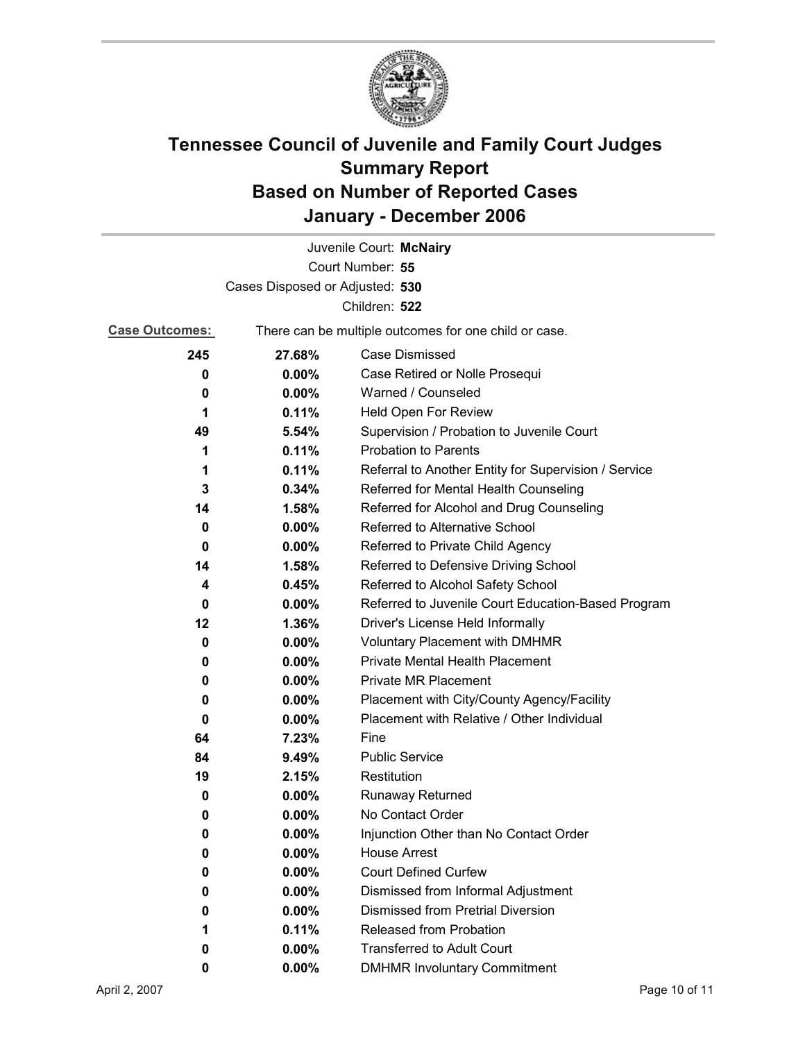# Tennessee Council of Juvenile and Family Court Judges
## Summary Report
## Based on Number of Reported Cases
## January - December 2006

Juvenile Court: **McNairy**
Court Number: **55**
Cases Disposed or Adjusted: **530**
Children: **522**

**Case Outcomes:** There can be multiple outcomes for one child or case.

| Count | Percent | Outcome |
|---|---|---|
| 245 | 27.68% | Case Dismissed |
| 0 | 0.00% | Case Retired or Nolle Prosequi |
| 0 | 0.00% | Warned / Counseled |
| 1 | 0.11% | Held Open For Review |
| 49 | 5.54% | Supervision / Probation to Juvenile Court |
| 1 | 0.11% | Probation to Parents |
| 1 | 0.11% | Referral to Another Entity for Supervision / Service |
| 3 | 0.34% | Referred for Mental Health Counseling |
| 14 | 1.58% | Referred for Alcohol and Drug Counseling |
| 0 | 0.00% | Referred to Alternative School |
| 0 | 0.00% | Referred to Private Child Agency |
| 14 | 1.58% | Referred to Defensive Driving School |
| 4 | 0.45% | Referred to Alcohol Safety School |
| 0 | 0.00% | Referred to Juvenile Court Education-Based Program |
| 12 | 1.36% | Driver's License Held Informally |
| 0 | 0.00% | Voluntary Placement with DMHMR |
| 0 | 0.00% | Private Mental Health Placement |
| 0 | 0.00% | Private MR Placement |
| 0 | 0.00% | Placement with City/County Agency/Facility |
| 0 | 0.00% | Placement with Relative / Other Individual |
| 64 | 7.23% | Fine |
| 84 | 9.49% | Public Service |
| 19 | 2.15% | Restitution |
| 0 | 0.00% | Runaway Returned |
| 0 | 0.00% | No Contact Order |
| 0 | 0.00% | Injunction Other than No Contact Order |
| 0 | 0.00% | House Arrest |
| 0 | 0.00% | Court Defined Curfew |
| 0 | 0.00% | Dismissed from Informal Adjustment |
| 0 | 0.00% | Dismissed from Pretrial Diversion |
| 1 | 0.11% | Released from Probation |
| 0 | 0.00% | Transferred to Adult Court |
| 0 | 0.00% | DMHMR Involuntary Commitment |

April 2, 2007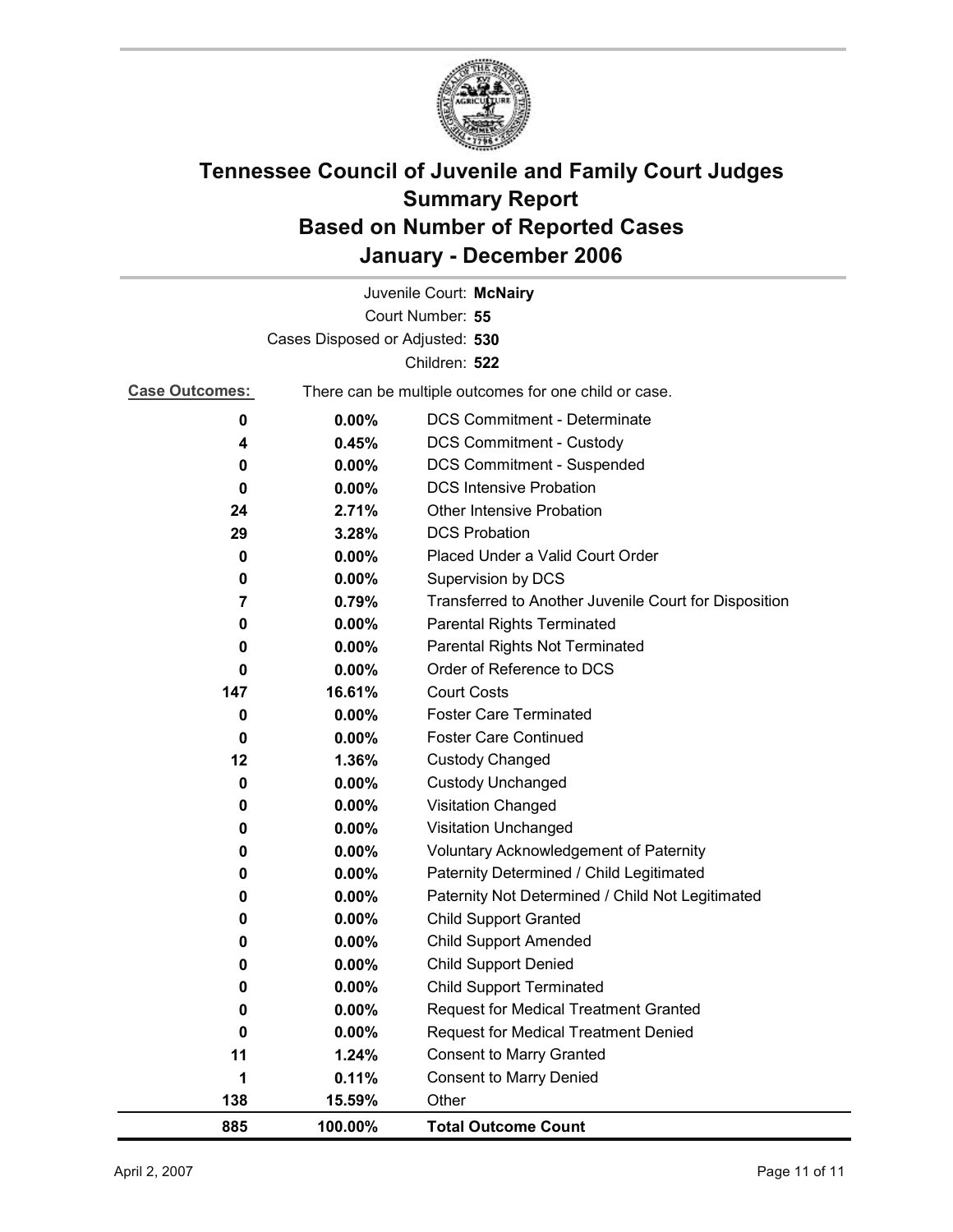# Tennessee Council of Juvenile and Family Court Judges
# Summary Report
# Based on Number of Reported Cases
# January - December 2006

Juvenile Court: **McNairy**

Court Number: **55**

Cases Disposed or Adjusted: **530**

Children: **522**

**Case Outcomes:** There can be multiple outcomes for one child or case.

| | | |
|---|---|---|
| **0** | **0.00%** | DCS Commitment - Determinate |
| **4** | **0.45%** | DCS Commitment - Custody |
| **0** | **0.00%** | DCS Commitment - Suspended |
| **0** | **0.00%** | DCS Intensive Probation |
| **24** | **2.71%** | Other Intensive Probation |
| **29** | **3.28%** | DCS Probation |
| **0** | **0.00%** | Placed Under a Valid Court Order |
| **0** | **0.00%** | Supervision by DCS |
| **7** | **0.79%** | Transferred to Another Juvenile Court for Disposition |
| **0** | **0.00%** | Parental Rights Terminated |
| **0** | **0.00%** | Parental Rights Not Terminated |
| **0** | **0.00%** | Order of Reference to DCS |
| **147** | **16.61%** | Court Costs |
| **0** | **0.00%** | Foster Care Terminated |
| **0** | **0.00%** | Foster Care Continued |
| **12** | **1.36%** | Custody Changed |
| **0** | **0.00%** | Custody Unchanged |
| **0** | **0.00%** | Visitation Changed |
| **0** | **0.00%** | Visitation Unchanged |
| **0** | **0.00%** | Voluntary Acknowledgement of Paternity |
| **0** | **0.00%** | Paternity Determined / Child Legitimated |
| **0** | **0.00%** | Paternity Not Determined / Child Not Legitimated |
| **0** | **0.00%** | Child Support Granted |
| **0** | **0.00%** | Child Support Amended |
| **0** | **0.00%** | Child Support Denied |
| **0** | **0.00%** | Child Support Terminated |
| **0** | **0.00%** | Request for Medical Treatment Granted |
| **0** | **0.00%** | Request for Medical Treatment Denied |
| **11** | **1.24%** | Consent to Marry Granted |
| **1** | **0.11%** | Consent to Marry Denied |
| **138** | **15.59%** | Other |
| **885** | **100.00%** | **Total Outcome Count** |

April 2, 2007